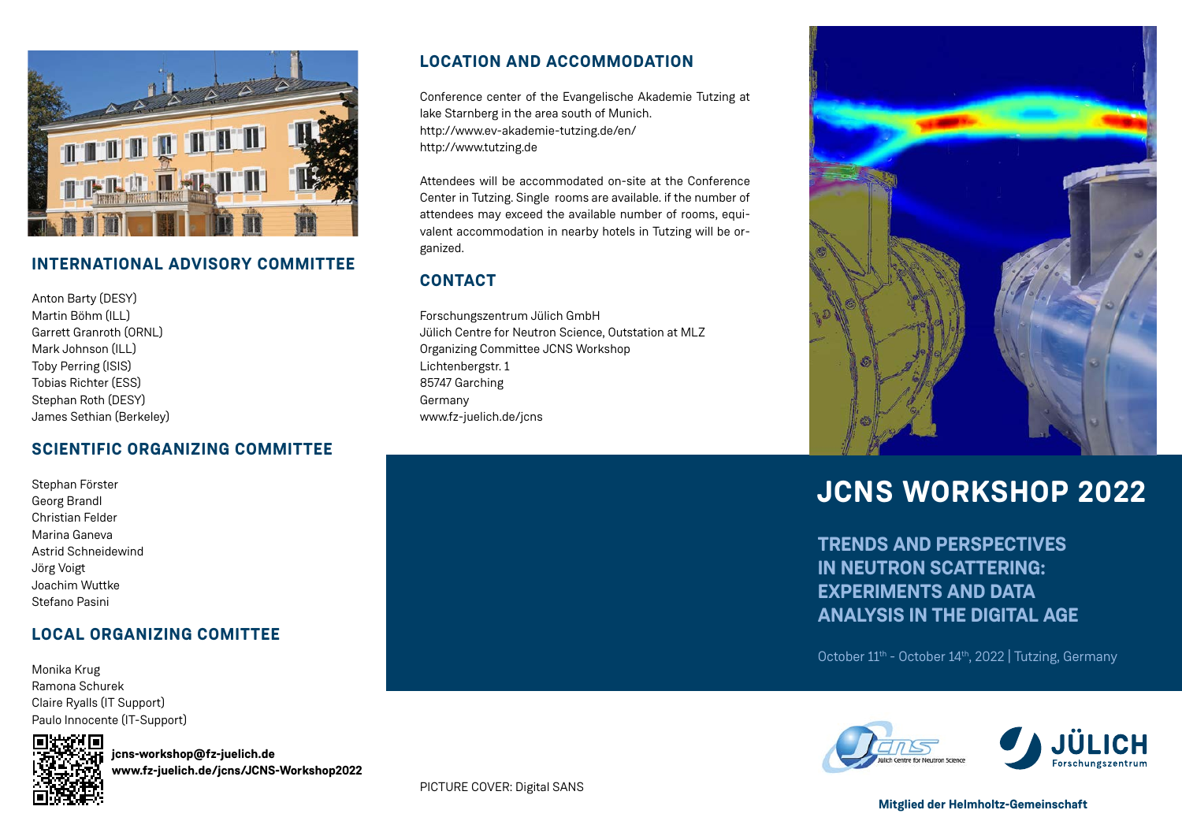## INTERNATIONAL ADVISORY COMMITTEE

Anton Barty (DESY)
Martin Böhm (ILL)
Garrett Granroth (ORNL)
Mark Johnson (ILL)
Toby Perring (ISIS)
Tobias Richter (ESS)
Stephan Roth (DESY)
James Sethian (Berkeley)

## SCIENTIFIC ORGANIZING COMMITTEE

Stephan Förster
Georg Brandl
Christian Felder
Marina Ganeva
Astrid Schneidewind
Jörg Voigt
Joachim Wuttke
Stefano Pasini

## LOCAL ORGANIZING COMITTEE

Monika Krug
Ramona Schurek
Claire Ryalls (IT Support)
Paulo Innocente (IT-Support)

**jcns-workshop@fz-juelich.de**
**www.fz-juelich.de/jcns/JCNS-Workshop2022**

## LOCATION AND ACCOMMODATION

Conference center of the Evangelische Akademie Tutzing at lake Starnberg in the area south of Munich.
http://www.ev-akademie-tutzing.de/en/
http://www.tutzing.de

Attendees will be accommodated on-site at the Conference Center in Tutzing. Single rooms are available. if the number of attendees may exceed the available number of rooms, equivalent accommodation in nearby hotels in Tutzing will be organized.

## CONTACT

Forschungszentrum Jülich GmbH
Jülich Centre for Neutron Science, Outstation at MLZ
Organizing Committee JCNS Workshop
Lichtenbergstr. 1
85747 Garching
Germany
www.fz-juelich.de/jcns

PICTURE COVER: Digital SANS

# JCNS WORKSHOP 2022

## TRENDS AND PERSPECTIVES IN NEUTRON SCATTERING: EXPERIMENTS AND DATA ANALYSIS IN THE DIGITAL AGE

October 11th - October 14th, 2022 | Tutzing, Germany

Jülich Centre for Neutron Science

JÜLICH Forschungszentrum

**Mitglied der Helmholtz-Gemeinschaft**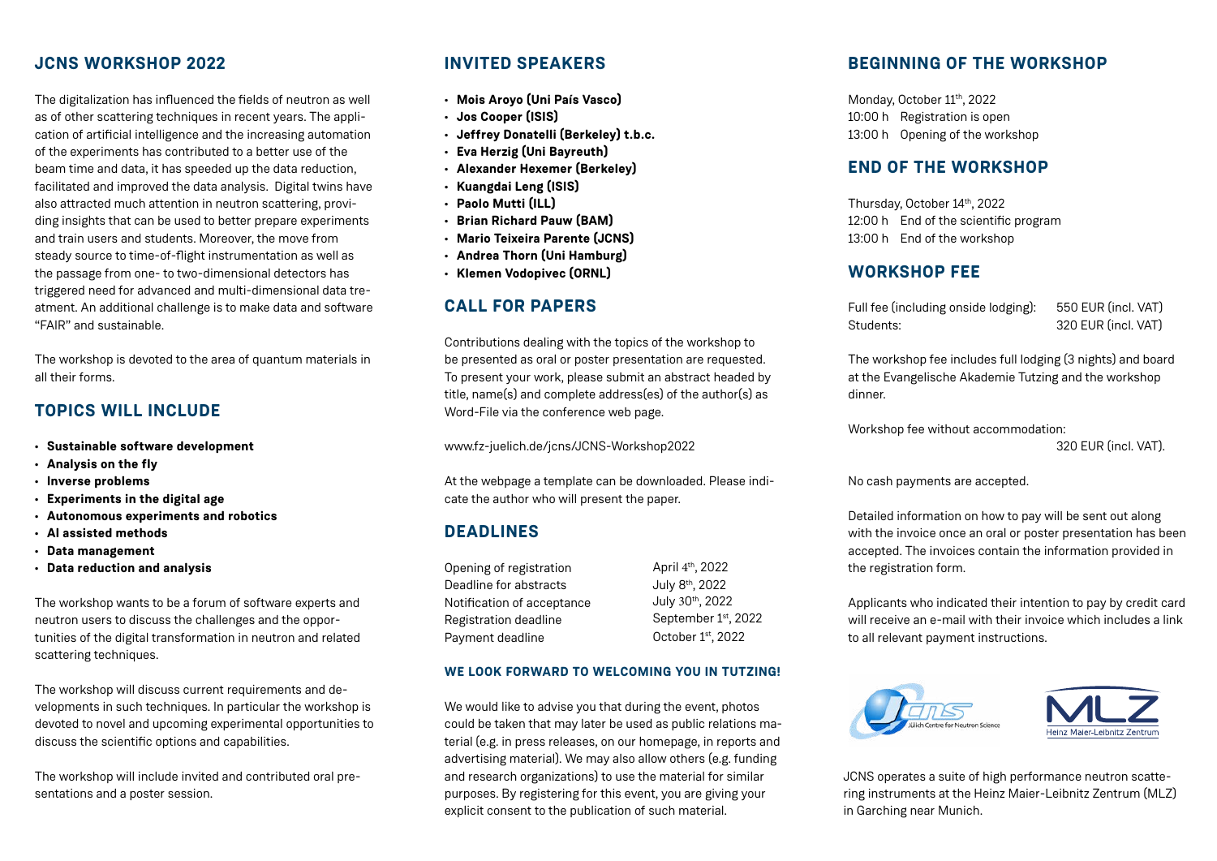## JCNS WORKSHOP 2022

The digitalization has influenced the fields of neutron as well as of other scattering techniques in recent years. The application of artificial intelligence and the increasing automation of the experiments has contributed to a better use of the beam time and data, it has speeded up the data reduction, facilitated and improved the data analysis. Digital twins have also attracted much attention in neutron scattering, providing insights that can be used to better prepare experiments and train users and students. Moreover, the move from steady source to time-of-flight instrumentation as well as the passage from one- to two-dimensional detectors has triggered need for advanced and multi-dimensional data treatment. An additional challenge is to make data and software "FAIR" and sustainable.

The workshop is devoted to the area of quantum materials in all their forms.

## TOPICS WILL INCLUDE

- **Sustainable software development**
- **Analysis on the fly**
- **Inverse problems**
- **Experiments in the digital age**
- **Autonomous experiments and robotics**
- **AI assisted methods**
- **Data management**
- **Data reduction and analysis**

The workshop wants to be a forum of software experts and neutron users to discuss the challenges and the opportunities of the digital transformation in neutron and related scattering techniques.

The workshop will discuss current requirements and developments in such techniques. In particular the workshop is devoted to novel and upcoming experimental opportunities to discuss the scientific options and capabilities.

The workshop will include invited and contributed oral presentations and a poster session.

## INVITED SPEAKERS

- **Mois Aroyo (Uni País Vasco)**
- **Jos Cooper (ISIS)**
- **Jeffrey Donatelli (Berkeley) t.b.c.**
- **Eva Herzig (Uni Bayreuth)**
- **Alexander Hexemer (Berkeley)**
- **Kuangdai Leng (ISIS)**
- **Paolo Mutti (ILL)**
- **Brian Richard Pauw (BAM)**
- **Mario Teixeira Parente (JCNS)**
- **Andrea Thorn (Uni Hamburg)**
- **Klemen Vodopivec (ORNL)**

## CALL FOR PAPERS

Contributions dealing with the topics of the workshop to be presented as oral or poster presentation are requested. To present your work, please submit an abstract headed by title, name(s) and complete address(es) of the author(s) as Word-File via the conference web page.

www.fz-juelich.de/jcns/JCNS-Workshop2022

At the webpage a template can be downloaded. Please indicate the author who will present the paper.

## DEADLINES

| | |
|---|---|
| Opening of registration | April 4th, 2022 |
| Deadline for abstracts | July 8th, 2022 |
| Notification of acceptance | July 30th, 2022 |
| Registration deadline | September 1st, 2022 |
| Payment deadline | October 1st, 2022 |

**WE LOOK FORWARD TO WELCOMING YOU IN TUTZING!**

We would like to advise you that during the event, photos could be taken that may later be used as public relations material (e.g. in press releases, on our homepage, in reports and advertising material). We may also allow others (e.g. funding and research organizations) to use the material for similar purposes. By registering for this event, you are giving your explicit consent to the publication of such material.

## BEGINNING OF THE WORKSHOP

Monday, October 11th, 2022
10:00 h Registration is open
13:00 h Opening of the workshop

## END OF THE WORKSHOP

Thursday, October 14th, 2022
12:00 h End of the scientific program
13:00 h End of the workshop

## WORKSHOP FEE

| | |
|---|---|
| Full fee (including onside lodging): | 550 EUR (incl. VAT) |
| Students: | 320 EUR (incl. VAT) |

The workshop fee includes full lodging (3 nights) and board at the Evangelische Akademie Tutzing and the workshop dinner.

Workshop fee without accommodation:
320 EUR (incl. VAT).

No cash payments are accepted.

Detailed information on how to pay will be sent out along with the invoice once an oral or poster presentation has been accepted. The invoices contain the information provided in the registration form.

Applicants who indicated their intention to pay by credit card will receive an e-mail with their invoice which includes a link to all relevant payment instructions.

Jülich Centre for Neutron Science

MLZ
Heinz Maier-Leibnitz Zentrum

JCNS operates a suite of high performance neutron scattering instruments at the Heinz Maier-Leibnitz Zentrum (MLZ) in Garching near Munich.